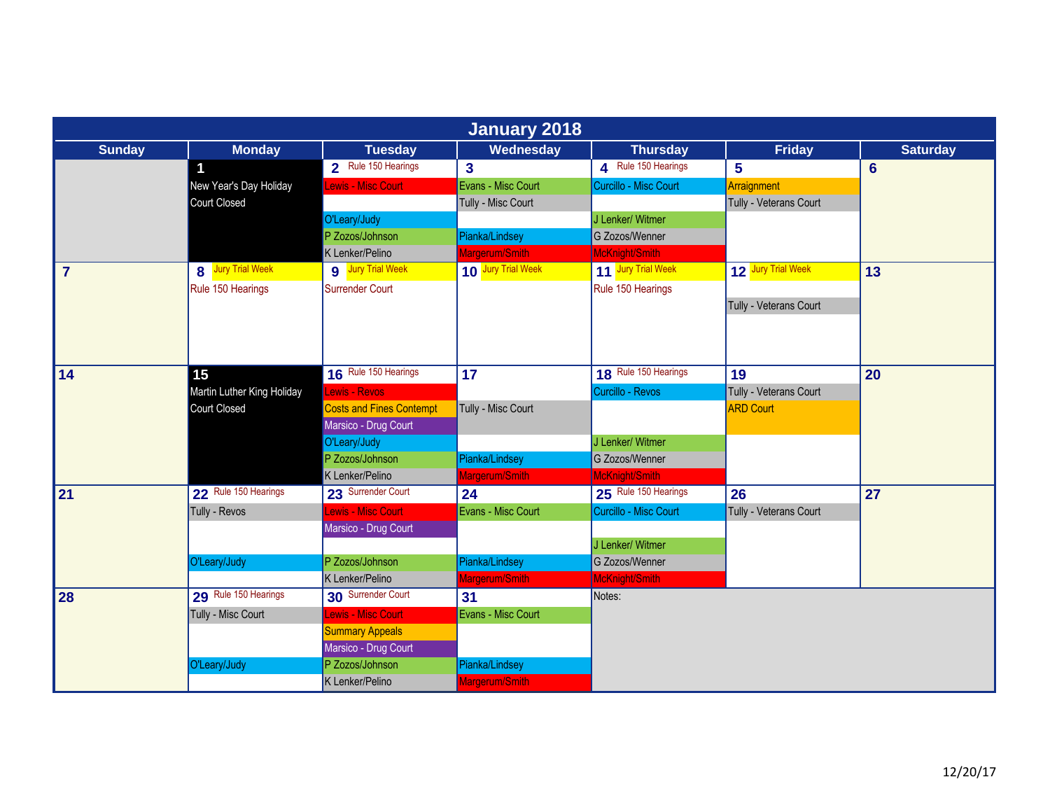# January 2018

| Sunday | Monday | Tuesday | Wednesday | Thursday | Friday | Saturday |
|---|---|---|---|---|---|---|
| | **1** New Year's Day Holiday Court Closed | **2** Rule 150 Hearings; Lewis - Misc Court; O'Leary/Judy; P Zozos/Johnson; K Lenker/Pelino | **3** Evans - Misc Court; Tully - Misc Court; Pianka/Lindsey; Margerum/Smith | **4** Rule 150 Hearings; Curcillo - Misc Court; J Lenker/ Witmer; G Zozos/Wenner; McKnight/Smith | **5** Arraignment; Tully - Veterans Court | **6** |
| **7** | **8** Jury Trial Week; Rule 150 Hearings | **9** Jury Trial Week; Surrender Court | **10** Jury Trial Week | **11** Jury Trial Week; Rule 150 Hearings | **12** Jury Trial Week; Tully - Veterans Court | **13** |
| **14** | **15** Martin Luther King Holiday Court Closed | **16** Rule 150 Hearings; Lewis - Revos; Costs and Fines Contempt; Marsico - Drug Court; O'Leary/Judy; P Zozos/Johnson; K Lenker/Pelino | **17** Tully - Misc Court; Pianka/Lindsey; Margerum/Smith | **18** Rule 150 Hearings; Curcillo - Revos; J Lenker/ Witmer; G Zozos/Wenner; McKnight/Smith | **19** Tully - Veterans Court; ARD Court | **20** |
| **21** | **22** Rule 150 Hearings; Tully - Revos; O'Leary/Judy | **23** Surrender Court; Lewis - Misc Court; Marsico - Drug Court; P Zozos/Johnson; K Lenker/Pelino | **24** Evans - Misc Court; Pianka/Lindsey; Margerum/Smith | **25** Rule 150 Hearings; Curcillo - Misc Court; J Lenker/ Witmer; G Zozos/Wenner; McKnight/Smith | **26** Tully - Veterans Court | **27** |
| **28** | **29** Rule 150 Hearings; Tully - Misc Court; O'Leary/Judy | **30** Surrender Court; Lewis - Misc Court; Summary Appeals; Marsico - Drug Court; P Zozos/Johnson; K Lenker/Pelino | **31** Evans - Misc Court; Pianka/Lindsey; Margerum/Smith | Notes: | | |

12/20/17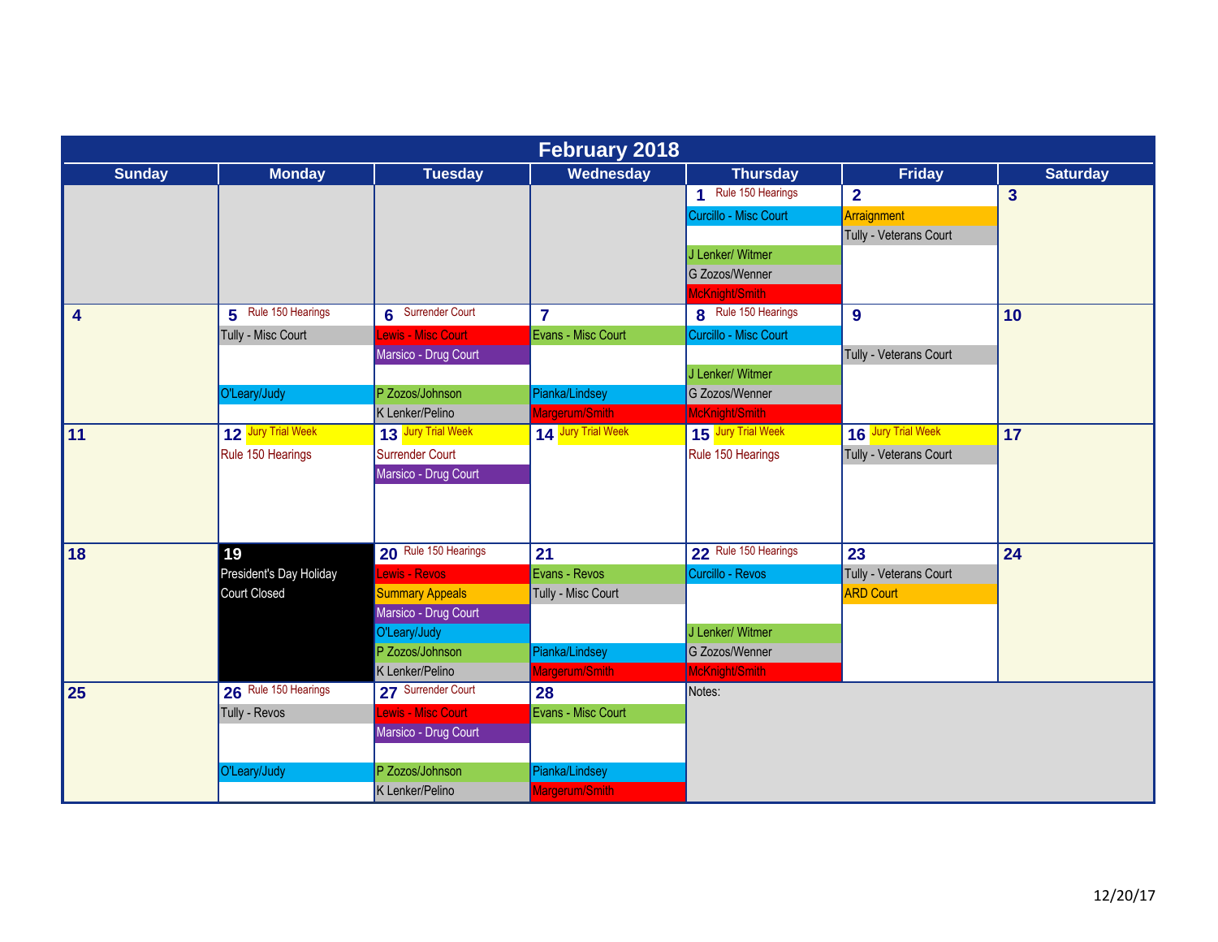# February 2018

| Sunday | Monday | Tuesday | Wednesday | Thursday | Friday | Saturday |
|---|---|---|---|---|---|---|
| | | | | **1** Rule 150 Hearings<br>Curcillo - Misc Court<br><br>J Lenker/ Witmer<br>G Zozos/Wenner<br>McKnight/Smith | **2**<br>Arraignment<br>Tully - Veterans Court | **3** |
| **4** | **5** Rule 150 Hearings<br>Tully - Misc Court<br><br>O'Leary/Judy | **6** Surrender Court<br>Lewis - Misc Court<br>Marsico - Drug Court<br><br>P Zozos/Johnson<br>K Lenker/Pelino | **7**<br>Evans - Misc Court<br><br>Pianka/Lindsey<br>Margerum/Smith | **8** Rule 150 Hearings<br>Curcillo - Misc Court<br><br>J Lenker/ Witmer<br>G Zozos/Wenner<br>McKnight/Smith | **9**<br><br>Tully - Veterans Court | **10** |
| **11** | **12** Jury Trial Week<br>Rule 150 Hearings | **13** Jury Trial Week<br>Surrender Court<br>Marsico - Drug Court | **14** Jury Trial Week | **15** Jury Trial Week<br>Rule 150 Hearings | **16** Jury Trial Week<br>Tully - Veterans Court | **17** |
| **18** | **19**<br>President's Day Holiday<br>Court Closed | **20** Rule 150 Hearings<br>Lewis - Revos<br>Summary Appeals<br>Marsico - Drug Court<br>O'Leary/Judy<br>P Zozos/Johnson<br>K Lenker/Pelino | **21**<br>Evans - Revos<br>Tully - Misc Court<br><br>Pianka/Lindsey<br>Margerum/Smith | **22** Rule 150 Hearings<br>Curcillo - Revos<br><br>J Lenker/ Witmer<br>G Zozos/Wenner<br>McKnight/Smith | **23**<br>Tully - Veterans Court<br>ARD Court | **24** |
| **25** | **26** Rule 150 Hearings<br>Tully - Revos<br><br>O'Leary/Judy | **27** Surrender Court<br>Lewis - Misc Court<br>Marsico - Drug Court<br><br>P Zozos/Johnson<br>K Lenker/Pelino | **28**<br>Evans - Misc Court<br><br>Pianka/Lindsey<br>Margerum/Smith | Notes: | | |

12/20/17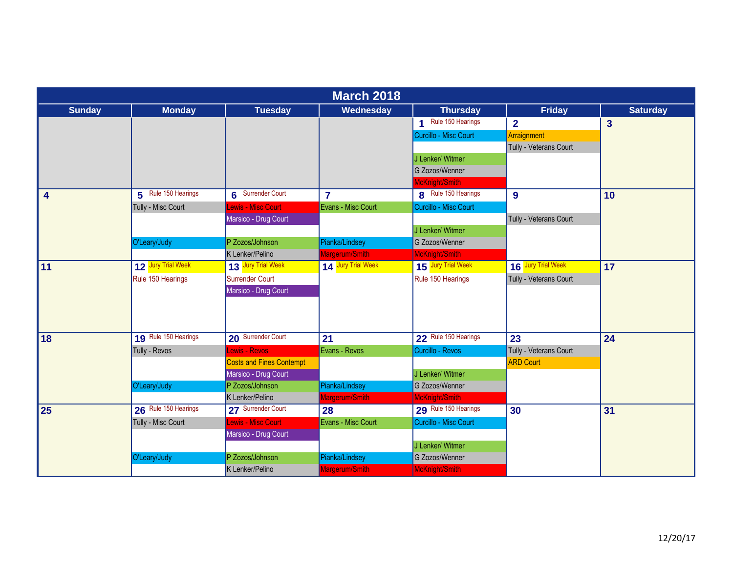# March 2018

| Sunday | Monday | Tuesday | Wednesday | Thursday | Friday | Saturday |
|---|---|---|---|---|---|---|
| | | | | **1** Rule 150 Hearings<br>Curcillo - Misc Court<br><br>J Lenker/ Witmer<br>G Zozos/Wenner<br>McKnight/Smith | **2**<br>Arraignment<br>Tully - Veterans Court | **3** |
| **4** | **5** Rule 150 Hearings<br>Tully - Misc Court<br><br><br>O'Leary/Judy | **6** Surrender Court<br>Lewis - Misc Court<br>Marsico - Drug Court<br><br>P Zozos/Johnson<br>K Lenker/Pelino | **7**<br>Evans - Misc Court<br><br><br>Pianka/Lindsey<br>Margerum/Smith | **8** Rule 150 Hearings<br>Curcillo - Misc Court<br><br>J Lenker/ Witmer<br>G Zozos/Wenner<br>McKnight/Smith | **9**<br><br>Tully - Veterans Court | **10** |
| **11** | **12** Jury Trial Week<br>Rule 150 Hearings | **13** Jury Trial Week<br>Surrender Court<br>Marsico - Drug Court | **14** Jury Trial Week | **15** Jury Trial Week<br>Rule 150 Hearings | **16** Jury Trial Week<br>Tully - Veterans Court | **17** |
| **18** | **19** Rule 150 Hearings<br>Tully - Revos<br><br><br>O'Leary/Judy | **20** Surrender Court<br>Lewis - Revos<br>Costs and Fines Contempt<br>Marsico - Drug Court<br>P Zozos/Johnson<br>K Lenker/Pelino | **21**<br>Evans - Revos<br><br><br>Pianka/Lindsey<br>Margerum/Smith | **22** Rule 150 Hearings<br>Curcillo - Revos<br><br>J Lenker/ Witmer<br>G Zozos/Wenner<br>McKnight/Smith | **23**<br>Tully - Veterans Court<br>ARD Court | **24** |
| **25** | **26** Rule 150 Hearings<br>Tully - Misc Court<br><br><br>O'Leary/Judy | **27** Surrender Court<br>Lewis - Misc Court<br>Marsico - Drug Court<br><br>P Zozos/Johnson<br>K Lenker/Pelino | **28**<br>Evans - Misc Court<br><br><br>Pianka/Lindsey<br>Margerum/Smith | **29** Rule 150 Hearings<br>Curcillo - Misc Court<br><br>J Lenker/ Witmer<br>G Zozos/Wenner<br>McKnight/Smith | **30** | **31** |

12/20/17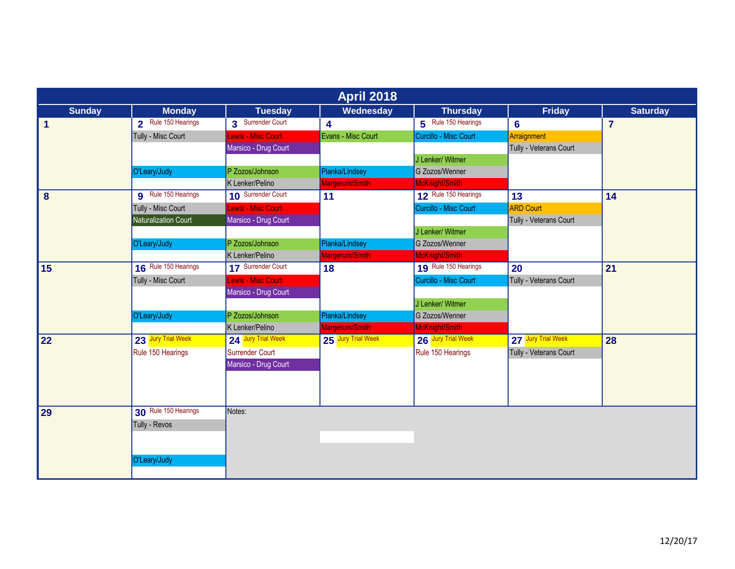# April 2018

| Sunday | Monday | Tuesday | Wednesday | Thursday | Friday | Saturday |
|---|---|---|---|---|---|---|
| **1** | **2** Rule 150 Hearings<br>Tully - Misc Court<br><br>O'Leary/Judy | **3** Surrender Court<br>Lewis - Misc Court<br>Marsico - Drug Court<br><br>P Zozos/Johnson<br>K Lenker/Pelino | **4**<br>Evans - Misc Court<br><br>Pianka/Lindsey<br>Margerum/Smith | **5** Rule 150 Hearings<br>Curcillo - Misc Court<br><br>J Lenker/ Witmer<br>G Zozos/Wenner<br>McKnight/Smith | **6**<br>Arraignment<br>Tully - Veterans Court | **7** |
| **8** | **9** Rule 150 Hearings<br>Tully - Misc Court<br>Naturalization Court<br><br>O'Leary/Judy | **10** Surrender Court<br>Lewis - Misc Court<br>Marsico - Drug Court<br><br>P Zozos/Johnson<br>K Lenker/Pelino | **11**<br><br>Pianka/Lindsey<br>Margerum/Smith | **12** Rule 150 Hearings<br>Curcillo - Misc Court<br><br>J Lenker/ Witmer<br>G Zozos/Wenner<br>McKnight/Smith | **13**<br>ARD Court<br>Tully - Veterans Court | **14** |
| **15** | **16** Rule 150 Hearings<br>Tully - Misc Court<br><br>O'Leary/Judy | **17** Surrender Court<br>Lewis - Misc Court<br>Marsico - Drug Court<br><br>P Zozos/Johnson<br>K Lenker/Pelino | **18**<br><br>Pianka/Lindsey<br>Margerum/Smith | **19** Rule 150 Hearings<br>Curcillo - Misc Court<br><br>J Lenker/ Witmer<br>G Zozos/Wenner<br>McKnight/Smith | **20**<br>Tully - Veterans Court | **21** |
| **22** | **23** Jury Trial Week<br>Rule 150 Hearings | **24** Jury Trial Week<br>Surrender Court<br>Marsico - Drug Court | **25** Jury Trial Week | **26** Jury Trial Week<br>Rule 150 Hearings | **27** Jury Trial Week<br>Tully - Veterans Court | **28** |
| **29** | **30** Rule 150 Hearings<br>Tully - Revos<br><br>O'Leary/Judy | Notes: | | | | |

12/20/17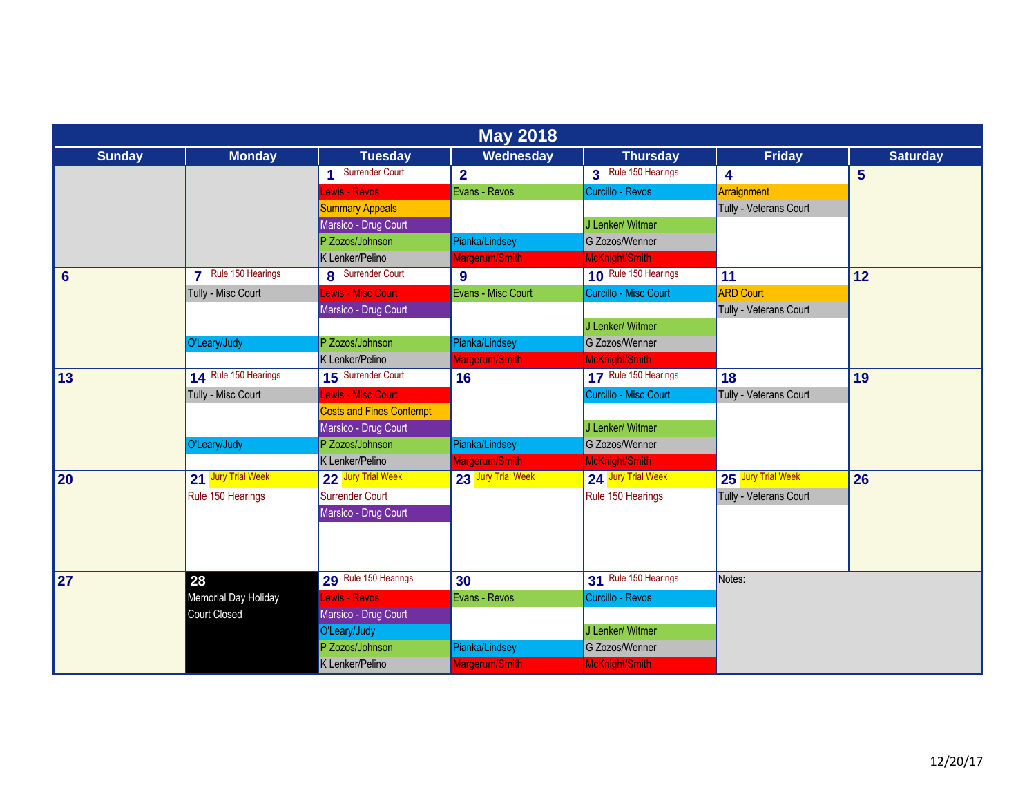# May 2018

| Sunday | Monday | Tuesday | Wednesday | Thursday | Friday | Saturday |
|---|---|---|---|---|---|---|
| | | **1** Surrender Court<br>Lewis - Revos<br>Summary Appeals<br>Marsico - Drug Court<br>P Zozos/Johnson<br>K Lenker/Pelino | **2**<br>Evans - Revos<br><br><br>Pianka/Lindsey<br>Margerum/Smith | **3** Rule 150 Hearings<br>Curcillo - Revos<br><br>J Lenker/ Witmer<br>G Zozos/Wenner<br>McKnight/Smith | **4**<br>Arraignment<br>Tully - Veterans Court | **5** |
| **6** | **7** Rule 150 Hearings<br>Tully - Misc Court<br><br><br>O'Leary/Judy | **8** Surrender Court<br>Lewis - Misc Court<br>Marsico - Drug Court<br><br>P Zozos/Johnson<br>K Lenker/Pelino | **9**<br>Evans - Misc Court<br><br><br>Pianka/Lindsey<br>Margerum/Smith | **10** Rule 150 Hearings<br>Curcillo - Misc Court<br><br>J Lenker/ Witmer<br>G Zozos/Wenner<br>McKnight/Smith | **11**<br>ARD Court<br>Tully - Veterans Court | **12** |
| **13** | **14** Rule 150 Hearings<br>Tully - Misc Court<br><br><br>O'Leary/Judy | **15** Surrender Court<br>Lewis - Misc Court<br>Costs and Fines Contempt<br>Marsico - Drug Court<br>P Zozos/Johnson<br>K Lenker/Pelino | **16**<br><br><br><br>Pianka/Lindsey<br>Margerum/Smith | **17** Rule 150 Hearings<br>Curcillo - Misc Court<br><br>J Lenker/ Witmer<br>G Zozos/Wenner<br>McKnight/Smith | **18**<br>Tully - Veterans Court | **19** |
| **20** | **21** Jury Trial Week<br>Rule 150 Hearings | **22** Jury Trial Week<br>Surrender Court<br>Marsico - Drug Court | **23** Jury Trial Week | **24** Jury Trial Week<br>Rule 150 Hearings | **25** Jury Trial Week<br>Tully - Veterans Court | **26** |
| **27** | **28**<br>Memorial Day Holiday<br>Court Closed | **29** Rule 150 Hearings<br>Lewis - Revos<br>Marsico - Drug Court<br>O'Leary/Judy<br>P Zozos/Johnson<br>K Lenker/Pelino | **30**<br>Evans - Revos<br><br><br>Pianka/Lindsey<br>Margerum/Smith | **31** Rule 150 Hearings<br>Curcillo - Revos<br><br>J Lenker/ Witmer<br>G Zozos/Wenner<br>McKnight/Smith | Notes: | |

12/20/17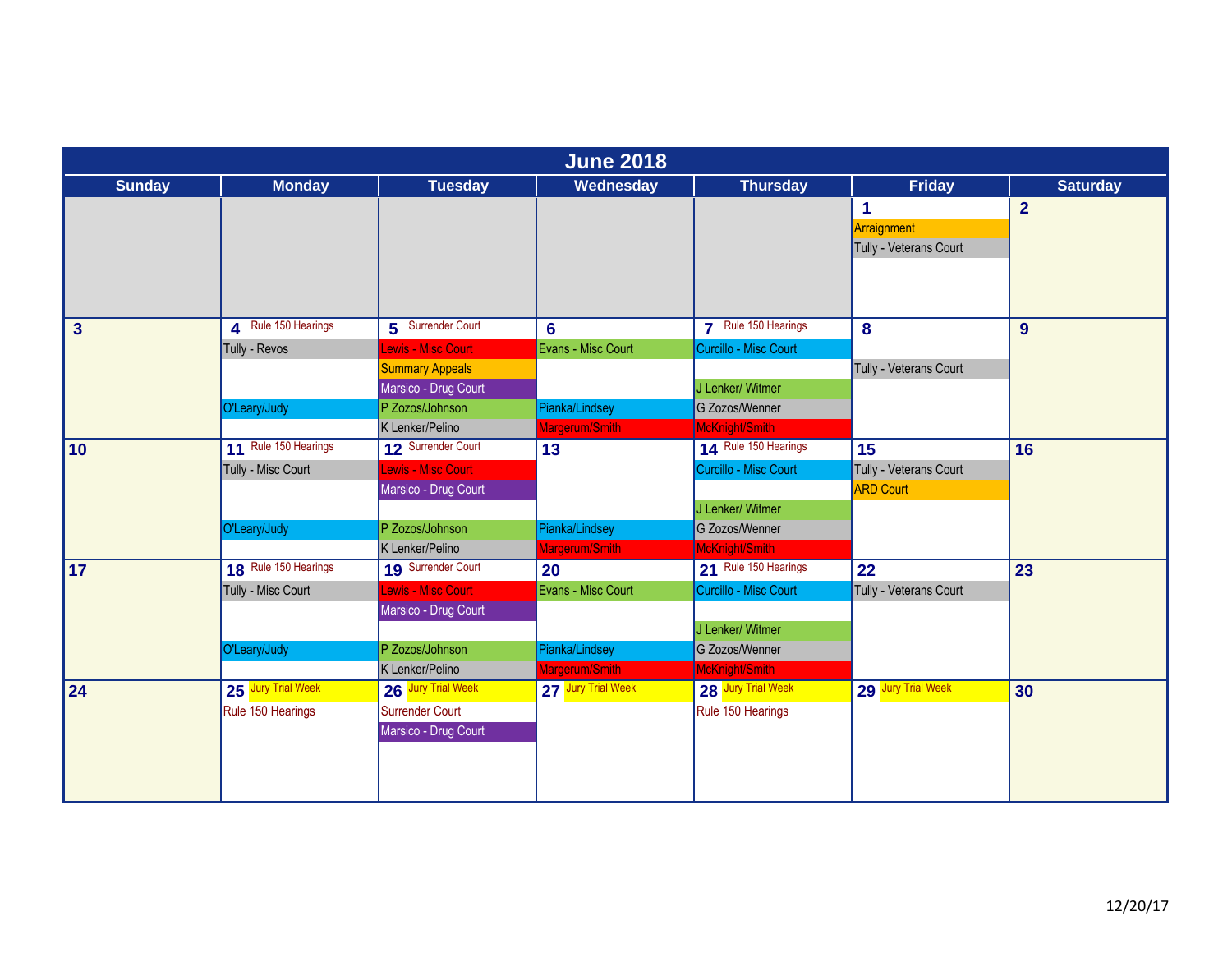# June 2018

| Sunday | Monday | Tuesday | Wednesday | Thursday | Friday | Saturday |
|---|---|---|---|---|---|---|
| | | | | | **1**<br>Arraignment<br>Tully - Veterans Court | **2** |
| **3** | **4** Rule 150 Hearings<br>Tully - Revos<br>O'Leary/Judy | **5** Surrender Court<br>Lewis - Misc Court<br>Summary Appeals<br>Marsico - Drug Court<br>P Zozos/Johnson<br>K Lenker/Pelino | **6**<br>Evans - Misc Court<br>Pianka/Lindsey<br>Margerum/Smith | **7** Rule 150 Hearings<br>Curcillo - Misc Court<br>J Lenker/ Witmer<br>G Zozos/Wenner<br>McKnight/Smith | **8**<br>Tully - Veterans Court | **9** |
| **10** | **11** Rule 150 Hearings<br>Tully - Misc Court<br>O'Leary/Judy | **12** Surrender Court<br>Lewis - Misc Court<br>Marsico - Drug Court<br>P Zozos/Johnson<br>K Lenker/Pelino | **13**<br>Pianka/Lindsey<br>Margerum/Smith | **14** Rule 150 Hearings<br>Curcillo - Misc Court<br>J Lenker/ Witmer<br>G Zozos/Wenner<br>McKnight/Smith | **15**<br>Tully - Veterans Court<br>ARD Court | **16** |
| **17** | **18** Rule 150 Hearings<br>Tully - Misc Court<br>O'Leary/Judy | **19** Surrender Court<br>Lewis - Misc Court<br>Marsico - Drug Court<br>P Zozos/Johnson<br>K Lenker/Pelino | **20**<br>Evans - Misc Court<br>Pianka/Lindsey<br>Margerum/Smith | **21** Rule 150 Hearings<br>Curcillo - Misc Court<br>J Lenker/ Witmer<br>G Zozos/Wenner<br>McKnight/Smith | **22**<br>Tully - Veterans Court | **23** |
| **24** | **25** Jury Trial Week<br>Rule 150 Hearings | **26** Jury Trial Week<br>Surrender Court<br>Marsico - Drug Court | **27** Jury Trial Week | **28** Jury Trial Week<br>Rule 150 Hearings | **29** Jury Trial Week | **30** |

12/20/17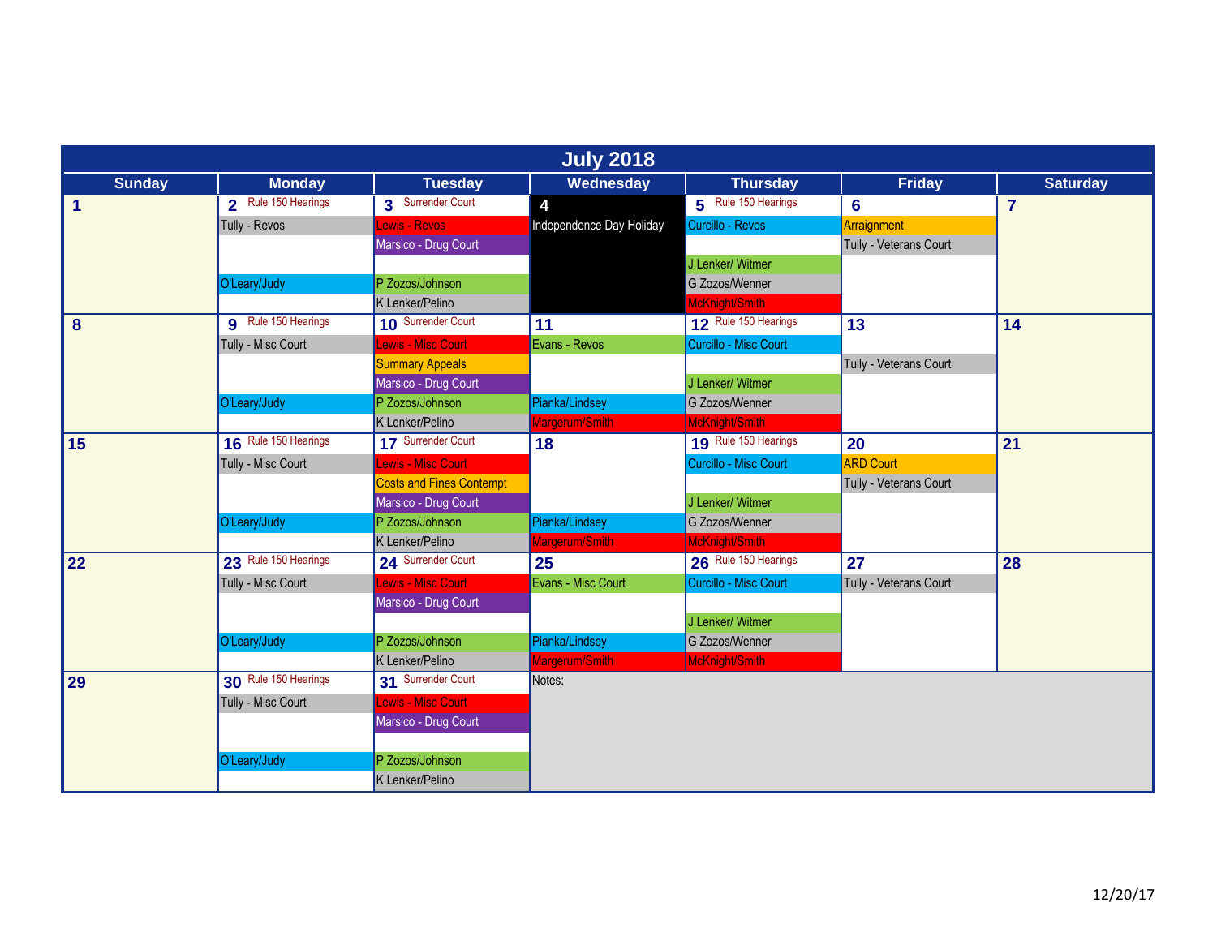# July 2018

| Sunday | Monday | Tuesday | Wednesday | Thursday | Friday | Saturday |
|---|---|---|---|---|---|---|
| **1** | **2** Rule 150 Hearings<br>Tully - Revos<br><br>O'Leary/Judy | **3** Surrender Court<br>Lewis - Revos<br>Marsico - Drug Court<br>P Zozos/Johnson<br>K Lenker/Pelino | **4**<br>Independence Day Holiday | **5** Rule 150 Hearings<br>Curcillo - Revos<br>J Lenker/ Witmer<br>G Zozos/Wenner<br>McKnight/Smith | **6**<br>Arraignment<br>Tully - Veterans Court | **7** |
| **8** | **9** Rule 150 Hearings<br>Tully - Misc Court<br><br>O'Leary/Judy | **10** Surrender Court<br>Lewis - Misc Court<br>Summary Appeals<br>Marsico - Drug Court<br>P Zozos/Johnson<br>K Lenker/Pelino | **11**<br>Evans - Revos<br>Pianka/Lindsey<br>Margerum/Smith | **12** Rule 150 Hearings<br>Curcillo - Misc Court<br>J Lenker/ Witmer<br>G Zozos/Wenner<br>McKnight/Smith | **13**<br>Tully - Veterans Court | **14** |
| **15** | **16** Rule 150 Hearings<br>Tully - Misc Court<br><br>O'Leary/Judy | **17** Surrender Court<br>Lewis - Misc Court<br>Costs and Fines Contempt<br>Marsico - Drug Court<br>P Zozos/Johnson<br>K Lenker/Pelino | **18**<br>Pianka/Lindsey<br>Margerum/Smith | **19** Rule 150 Hearings<br>Curcillo - Misc Court<br>J Lenker/ Witmer<br>G Zozos/Wenner<br>McKnight/Smith | **20**<br>ARD Court<br>Tully - Veterans Court | **21** |
| **22** | **23** Rule 150 Hearings<br>Tully - Misc Court<br><br>O'Leary/Judy | **24** Surrender Court<br>Lewis - Misc Court<br>Marsico - Drug Court<br>P Zozos/Johnson<br>K Lenker/Pelino | **25**<br>Evans - Misc Court<br>Pianka/Lindsey<br>Margerum/Smith | **26** Rule 150 Hearings<br>Curcillo - Misc Court<br>J Lenker/ Witmer<br>G Zozos/Wenner<br>McKnight/Smith | **27**<br>Tully - Veterans Court | **28** |
| **29** | **30** Rule 150 Hearings<br>Tully - Misc Court<br><br>O'Leary/Judy | **31** Surrender Court<br>Lewis - Misc Court<br>Marsico - Drug Court<br>P Zozos/Johnson<br>K Lenker/Pelino | Notes: | | | |

12/20/17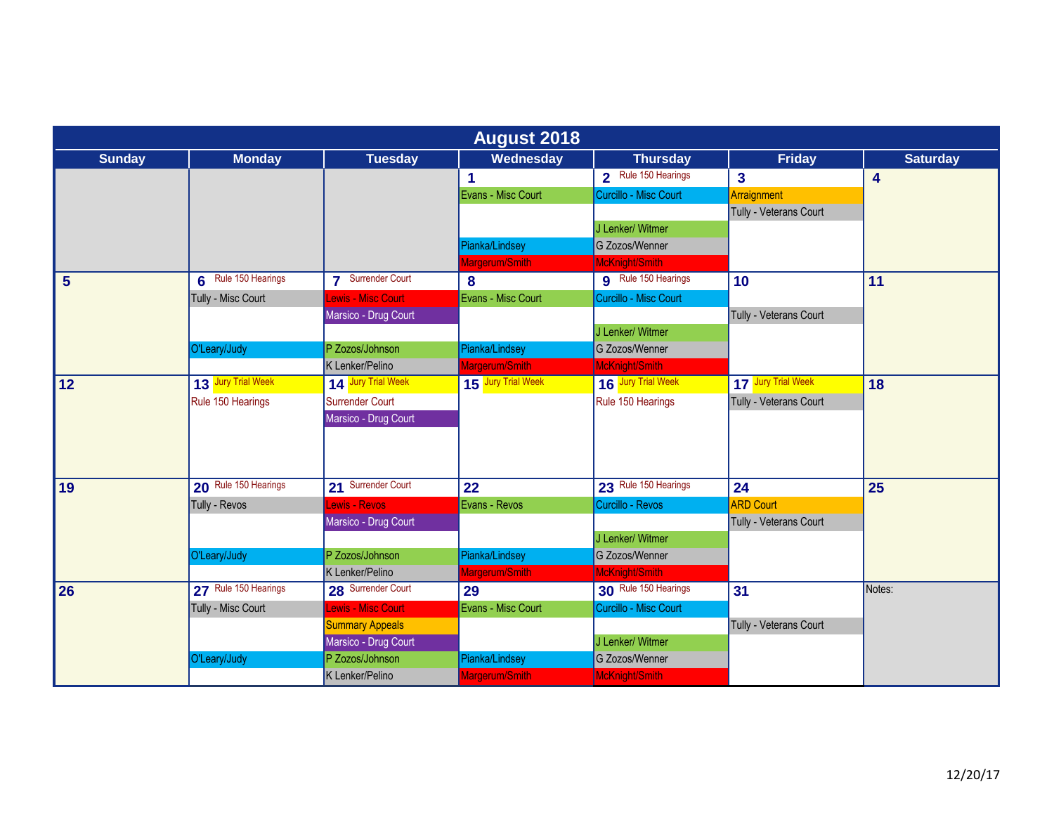# August 2018

| Sunday | Monday | Tuesday | Wednesday | Thursday | Friday | Saturday |
|---|---|---|---|---|---|---|
| | | | **1**<br>Evans - Misc Court<br><br><br>Pianka/Lindsey<br>Margerum/Smith | **2** Rule 150 Hearings<br>Curcillo - Misc Court<br><br>J Lenker/ Witmer<br>G Zozos/Wenner<br>McKnight/Smith | **3**<br>Arraignment<br>Tully - Veterans Court | **4** |
| **5** | **6** Rule 150 Hearings<br>Tully - Misc Court<br><br><br>O'Leary/Judy | **7** Surrender Court<br>Lewis - Misc Court<br>Marsico - Drug Court<br><br>P Zozos/Johnson<br>K Lenker/Pelino | **8**<br>Evans - Misc Court<br><br><br>Pianka/Lindsey<br>Margerum/Smith | **9** Rule 150 Hearings<br>Curcillo - Misc Court<br><br>J Lenker/ Witmer<br>G Zozos/Wenner<br>McKnight/Smith | **10**<br><br>Tully - Veterans Court | **11** |
| **12** | **13** Jury Trial Week<br>Rule 150 Hearings | **14** Jury Trial Week<br>Surrender Court<br>Marsico - Drug Court | **15** Jury Trial Week | **16** Jury Trial Week<br>Rule 150 Hearings | **17** Jury Trial Week<br>Tully - Veterans Court | **18** |
| **19** | **20** Rule 150 Hearings<br>Tully - Revos<br><br><br>O'Leary/Judy | **21** Surrender Court<br>Lewis - Revos<br>Marsico - Drug Court<br><br>P Zozos/Johnson<br>K Lenker/Pelino | **22**<br>Evans - Revos<br><br><br>Pianka/Lindsey<br>Margerum/Smith | **23** Rule 150 Hearings<br>Curcillo - Revos<br><br>J Lenker/ Witmer<br>G Zozos/Wenner<br>McKnight/Smith | **24**<br>ARD Court<br>Tully - Veterans Court | **25** |
| **26** | **27** Rule 150 Hearings<br>Tully - Misc Court<br><br><br>O'Leary/Judy | **28** Surrender Court<br>Lewis - Misc Court<br>Summary Appeals<br>Marsico - Drug Court<br>P Zozos/Johnson<br>K Lenker/Pelino | **29**<br>Evans - Misc Court<br><br><br>Pianka/Lindsey<br>Margerum/Smith | **30** Rule 150 Hearings<br>Curcillo - Misc Court<br><br>J Lenker/ Witmer<br>G Zozos/Wenner<br>McKnight/Smith | **31**<br><br>Tully - Veterans Court | Notes: |

12/20/17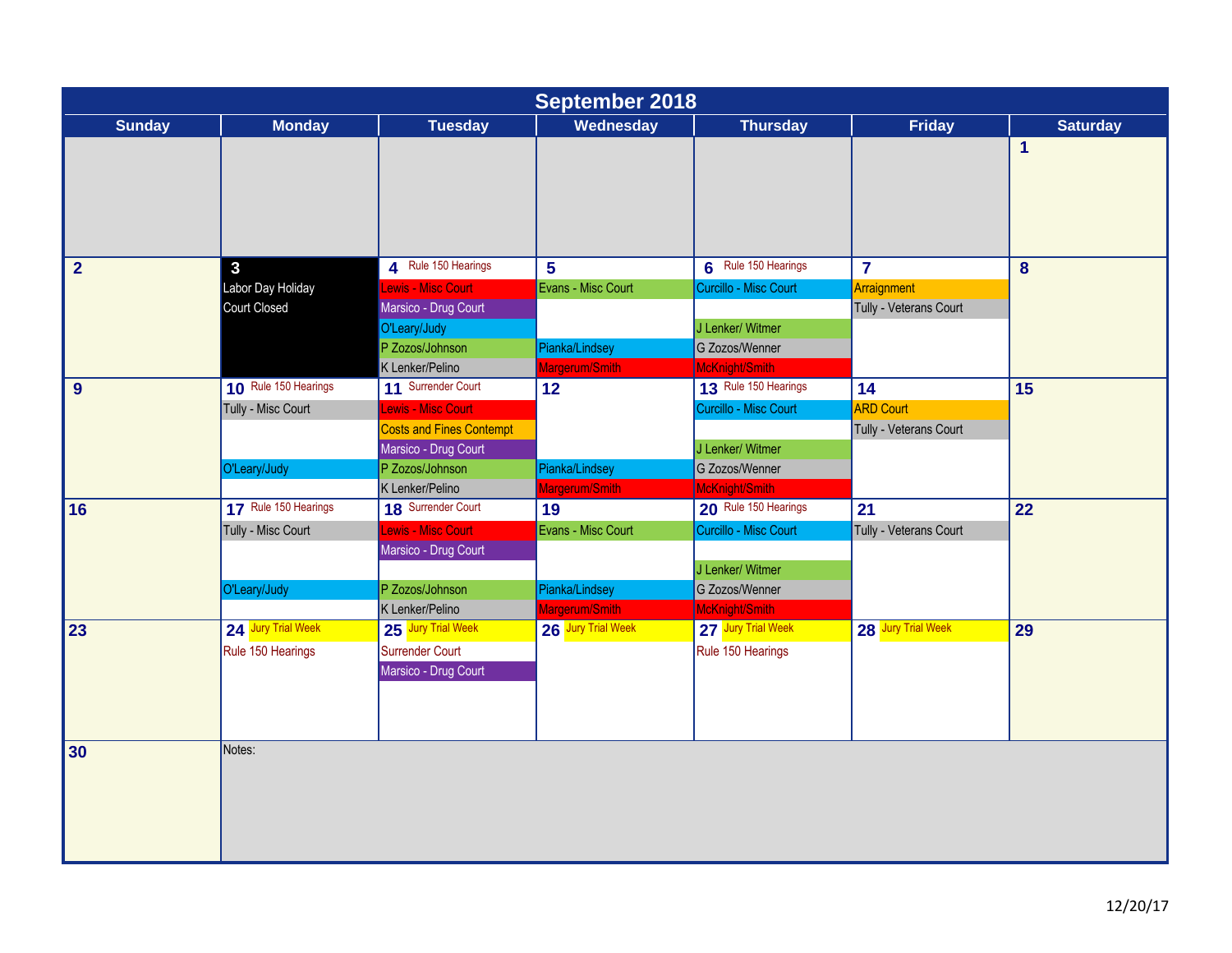# September 2018

| Sunday | Monday | Tuesday | Wednesday | Thursday | Friday | Saturday |
|---|---|---|---|---|---|---|
| | | | | | | 1 |
| 2 | 3<br>Labor Day Holiday<br>Court Closed | 4 Rule 150 Hearings<br>Lewis - Misc Court<br>Marsico - Drug Court<br>O'Leary/Judy<br>P Zozos/Johnson<br>K Lenker/Pelino | 5<br>Evans - Misc Court<br>Pianka/Lindsey<br>Margerum/Smith | 6 Rule 150 Hearings<br>Curcillo - Misc Court<br>J Lenker/ Witmer<br>G Zozos/Wenner<br>McKnight/Smith | 7<br>Arraignment<br>Tully - Veterans Court | 8 |
| 9 | 10 Rule 150 Hearings<br>Tully - Misc Court<br>O'Leary/Judy | 11 Surrender Court<br>Lewis - Misc Court<br>Costs and Fines Contempt<br>Marsico - Drug Court<br>P Zozos/Johnson<br>K Lenker/Pelino | 12<br>Pianka/Lindsey<br>Margerum/Smith | 13 Rule 150 Hearings<br>Curcillo - Misc Court<br>J Lenker/ Witmer<br>G Zozos/Wenner<br>McKnight/Smith | 14<br>ARD Court<br>Tully - Veterans Court | 15 |
| 16 | 17 Rule 150 Hearings<br>Tully - Misc Court<br>O'Leary/Judy | 18 Surrender Court<br>Lewis - Misc Court<br>Marsico - Drug Court<br>P Zozos/Johnson<br>K Lenker/Pelino | 19<br>Evans - Misc Court<br>Pianka/Lindsey<br>Margerum/Smith | 20 Rule 150 Hearings<br>Curcillo - Misc Court<br>J Lenker/ Witmer<br>G Zozos/Wenner<br>McKnight/Smith | 21<br>Tully - Veterans Court | 22 |
| 23 | 24 Jury Trial Week<br>Rule 150 Hearings | 25 Jury Trial Week<br>Surrender Court<br>Marsico - Drug Court | 26 Jury Trial Week | 27 Jury Trial Week<br>Rule 150 Hearings | 28 Jury Trial Week | 29 |
| 30 | Notes: | | | | | |

12/20/17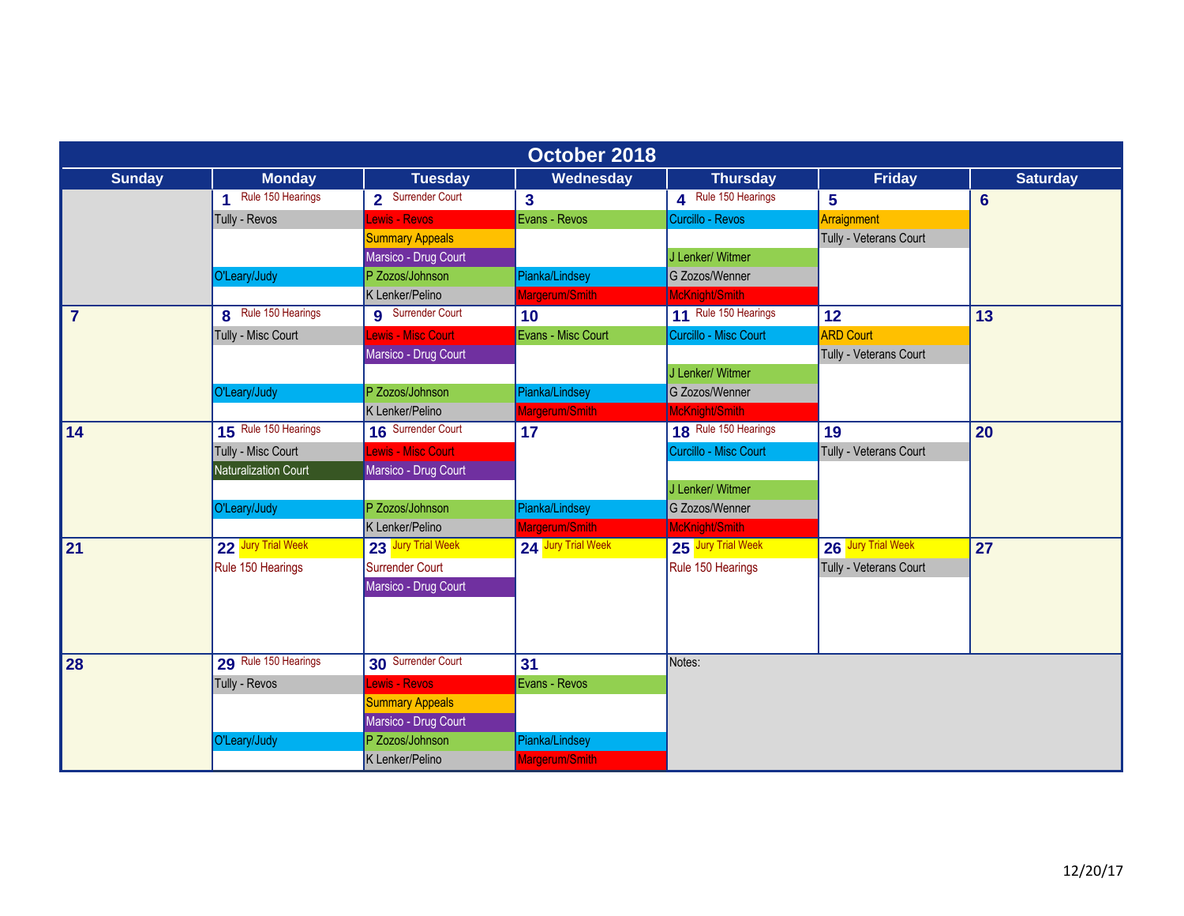# October 2018

| Sunday | Monday | Tuesday | Wednesday | Thursday | Friday | Saturday |
|---|---|---|---|---|---|---|
| | **1** Rule 150 Hearings<br>Tully - Revos<br><br>O'Leary/Judy | **2** Surrender Court<br>Lewis - Revos<br>Summary Appeals<br>Marsico - Drug Court<br>P Zozos/Johnson<br>K Lenker/Pelino | **3**<br>Evans - Revos<br><br>Pianka/Lindsey<br>Margerum/Smith | **4** Rule 150 Hearings<br>Curcillo - Revos<br>J Lenker/ Witmer<br>G Zozos/Wenner<br>McKnight/Smith | **5**<br>Arraignment<br>Tully - Veterans Court | **6** |
| **7** | **8** Rule 150 Hearings<br>Tully - Misc Court<br><br>O'Leary/Judy | **9** Surrender Court<br>Lewis - Misc Court<br>Marsico - Drug Court<br>P Zozos/Johnson<br>K Lenker/Pelino | **10**<br>Evans - Misc Court<br><br>Pianka/Lindsey<br>Margerum/Smith | **11** Rule 150 Hearings<br>Curcillo - Misc Court<br>J Lenker/ Witmer<br>G Zozos/Wenner<br>McKnight/Smith | **12**<br>ARD Court<br>Tully - Veterans Court | **13** |
| **14** | **15** Rule 150 Hearings<br>Tully - Misc Court<br>Naturalization Court<br>O'Leary/Judy | **16** Surrender Court<br>Lewis - Misc Court<br>Marsico - Drug Court<br>P Zozos/Johnson<br>K Lenker/Pelino | **17**<br><br>Pianka/Lindsey<br>Margerum/Smith | **18** Rule 150 Hearings<br>Curcillo - Misc Court<br>J Lenker/ Witmer<br>G Zozos/Wenner<br>McKnight/Smith | **19**<br>Tully - Veterans Court | **20** |
| **21** | **22** Jury Trial Week<br>Rule 150 Hearings | **23** Jury Trial Week<br>Surrender Court<br>Marsico - Drug Court | **24** Jury Trial Week | **25** Jury Trial Week<br>Rule 150 Hearings | **26** Jury Trial Week<br>Tully - Veterans Court | **27** |
| **28** | **29** Rule 150 Hearings<br>Tully - Revos<br><br>O'Leary/Judy | **30** Surrender Court<br>Lewis - Revos<br>Summary Appeals<br>Marsico - Drug Court<br>P Zozos/Johnson<br>K Lenker/Pelino | **31**<br>Evans - Revos<br><br>Pianka/Lindsey<br>Margerum/Smith | Notes: | | |

12/20/17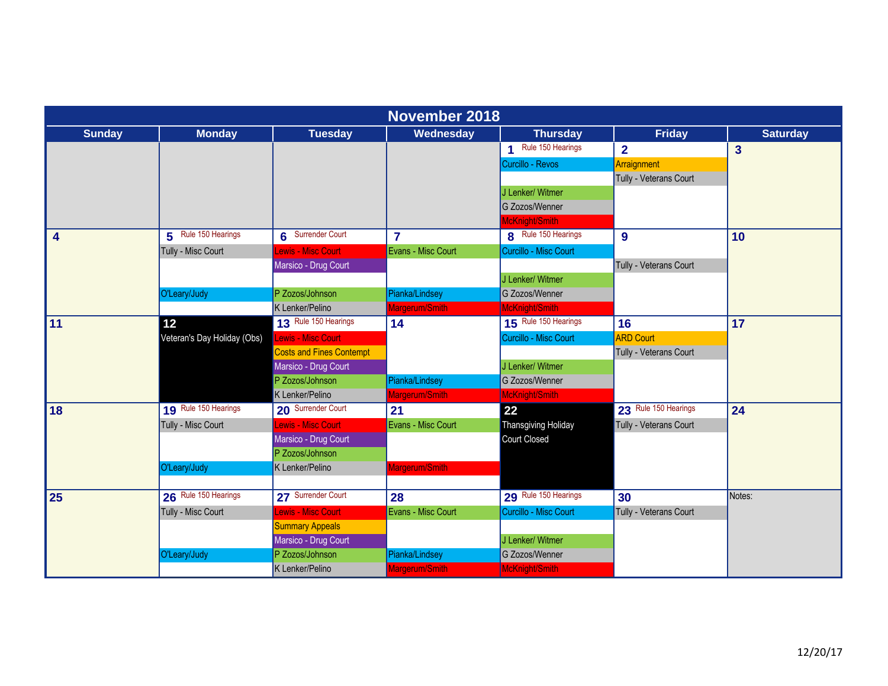# November 2018

| Sunday | Monday | Tuesday | Wednesday | Thursday | Friday | Saturday |
|---|---|---|---|---|---|---|
| | | | | **1** Rule 150 Hearings<br>Curcillo - Revos<br>J Lenker/ Witmer<br>G Zozos/Wenner<br>McKnight/Smith | **2**<br>Arraignment<br>Tully - Veterans Court | **3** |
| **4** | **5** Rule 150 Hearings<br>Tully - Misc Court<br>O'Leary/Judy | **6** Surrender Court<br>Lewis - Misc Court<br>Marsico - Drug Court<br>P Zozos/Johnson<br>K Lenker/Pelino | **7**<br>Evans - Misc Court<br>Pianka/Lindsey<br>Margerum/Smith | **8** Rule 150 Hearings<br>Curcillo - Misc Court<br>J Lenker/ Witmer<br>G Zozos/Wenner<br>McKnight/Smith | **9**<br>Tully - Veterans Court | **10** |
| **11** | **12**<br>Veteran's Day Holiday (Obs) | **13** Rule 150 Hearings<br>Lewis - Misc Court<br>Costs and Fines Contempt<br>Marsico - Drug Court<br>P Zozos/Johnson<br>K Lenker/Pelino | **14**<br>Pianka/Lindsey<br>Margerum/Smith | **15** Rule 150 Hearings<br>Curcillo - Misc Court<br>J Lenker/ Witmer<br>G Zozos/Wenner<br>McKnight/Smith | **16**<br>ARD Court<br>Tully - Veterans Court | **17** |
| **18** | **19** Rule 150 Hearings<br>Tully - Misc Court<br>O'Leary/Judy | **20** Surrender Court<br>Lewis - Misc Court<br>Marsico - Drug Court<br>P Zozos/Johnson<br>K Lenker/Pelino | **21**<br>Evans - Misc Court<br>Margerum/Smith | **22**<br>Thansgiving Holiday<br>Court Closed | **23** Rule 150 Hearings<br>Tully - Veterans Court | **24** |
| **25** | **26** Rule 150 Hearings<br>Tully - Misc Court<br>O'Leary/Judy | **27** Surrender Court<br>Lewis - Misc Court<br>Summary Appeals<br>Marsico - Drug Court<br>P Zozos/Johnson<br>K Lenker/Pelino | **28**<br>Evans - Misc Court<br>Pianka/Lindsey<br>Margerum/Smith | **29** Rule 150 Hearings<br>Curcillo - Misc Court<br>J Lenker/ Witmer<br>G Zozos/Wenner<br>McKnight/Smith | **30**<br>Tully - Veterans Court | Notes: |

12/20/17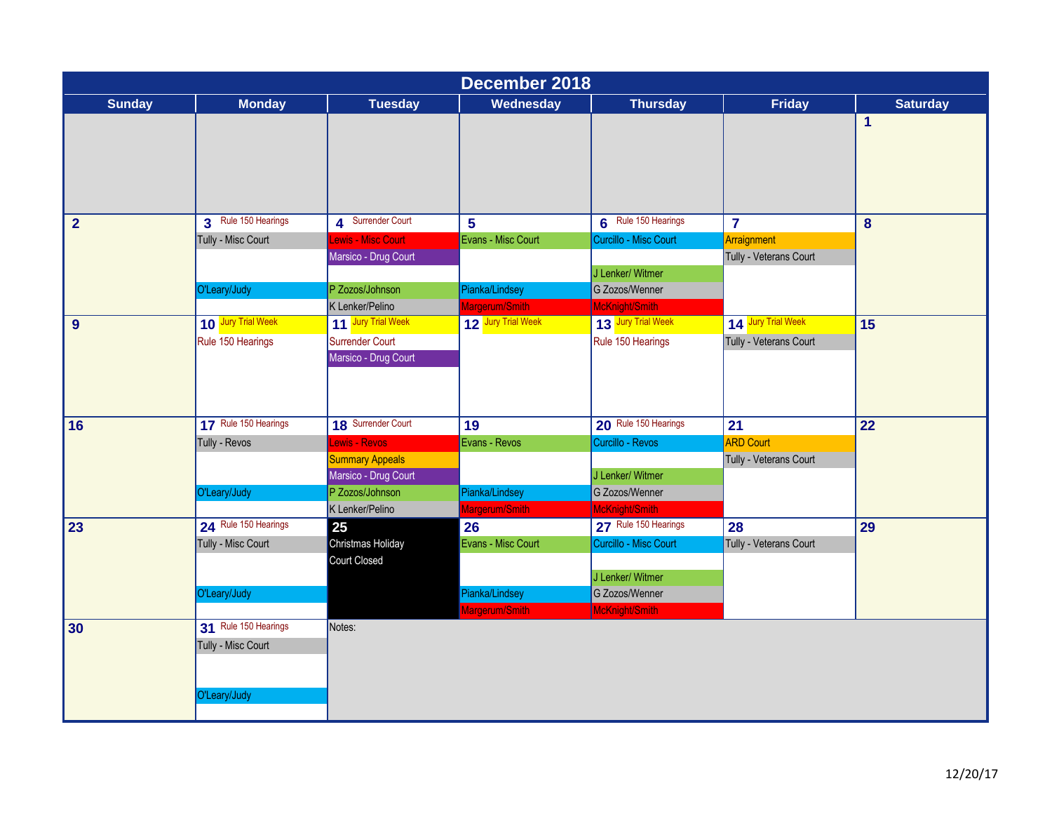# December 2018

| Sunday | Monday | Tuesday | Wednesday | Thursday | Friday | Saturday |
|---|---|---|---|---|---|---|
| | | | | | | 1 |
| 2 | 3 Rule 150 Hearings<br>Tully - Misc Court<br>O'Leary/Judy | 4 Surrender Court<br>Lewis - Misc Court<br>Marsico - Drug Court<br>P Zozos/Johnson<br>K Lenker/Pelino | 5<br>Evans - Misc Court<br>Pianka/Lindsey<br>Margerum/Smith | 6 Rule 150 Hearings<br>Curcillo - Misc Court<br>J Lenker/ Witmer<br>G Zozos/Wenner<br>McKnight/Smith | 7<br>Arraignment<br>Tully - Veterans Court | 8 |
| 9 | 10 Jury Trial Week<br>Rule 150 Hearings | 11 Jury Trial Week<br>Surrender Court<br>Marsico - Drug Court | 12 Jury Trial Week | 13 Jury Trial Week<br>Rule 150 Hearings | 14 Jury Trial Week<br>Tully - Veterans Court | 15 |
| 16 | 17 Rule 150 Hearings<br>Tully - Revos<br>O'Leary/Judy | 18 Surrender Court<br>Lewis - Revos<br>Summary Appeals<br>Marsico - Drug Court<br>P Zozos/Johnson<br>K Lenker/Pelino | 19<br>Evans - Revos<br>Pianka/Lindsey<br>Margerum/Smith | 20 Rule 150 Hearings<br>Curcillo - Revos<br>J Lenker/ Witmer<br>G Zozos/Wenner<br>McKnight/Smith | 21<br>ARD Court<br>Tully - Veterans Court | 22 |
| 23 | 24 Rule 150 Hearings<br>Tully - Misc Court<br>O'Leary/Judy | 25<br>Christmas Holiday<br>Court Closed | 26<br>Evans - Misc Court<br>Pianka/Lindsey<br>Margerum/Smith | 27 Rule 150 Hearings<br>Curcillo - Misc Court<br>J Lenker/ Witmer<br>G Zozos/Wenner<br>McKnight/Smith | 28<br>Tully - Veterans Court | 29 |
| 30 | 31 Rule 150 Hearings<br>Tully - Misc Court<br>O'Leary/Judy | Notes: | | | | |

12/20/17